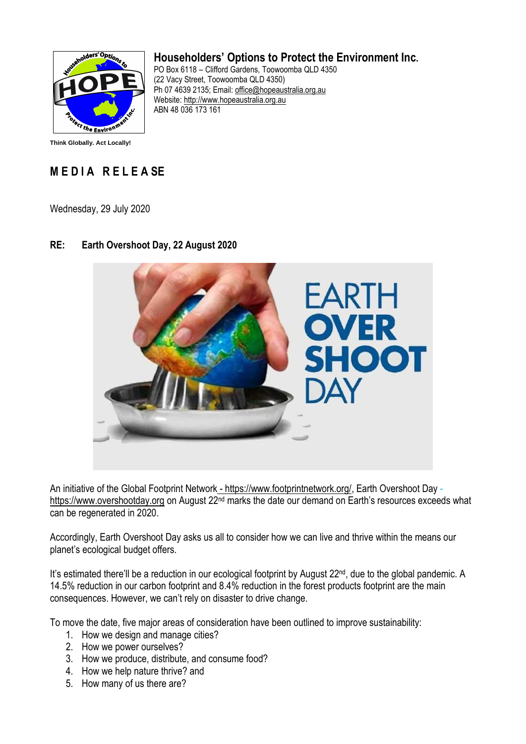# Householders' Options to Protect the Environment Inc.

PO Box 6118 – Clifford Gardens, Toowoomba QLD 4350
(22 Vacy Street, Toowoomba QLD 4350)
Ph 07 4639 2135; Email: office@hopeaustralia.org.au
Website: http://www.hopeaustralia.org.au
ABN 48 036 173 161

**Think Globally. Act Locally!**

## MEDIA RELEASE

Wednesday, 29 July 2020

**RE: Earth Overshoot Day, 22 August 2020**

An initiative of the Global Footprint Network - https://www.footprintnetwork.org/, Earth Overshoot Day - https://www.overshootday.org on August 22nd marks the date our demand on Earth's resources exceeds what can be regenerated in 2020.

Accordingly, Earth Overshoot Day asks us all to consider how we can live and thrive within the means our planet's ecological budget offers.

It's estimated there'll be a reduction in our ecological footprint by August 22nd, due to the global pandemic. A 14.5% reduction in our carbon footprint and 8.4% reduction in the forest products footprint are the main consequences. However, we can't rely on disaster to drive change.

To move the date, five major areas of consideration have been outlined to improve sustainability:

1. How we design and manage cities?
2. How we power ourselves?
3. How we produce, distribute, and consume food?
4. How we help nature thrive? and
5. How many of us there are?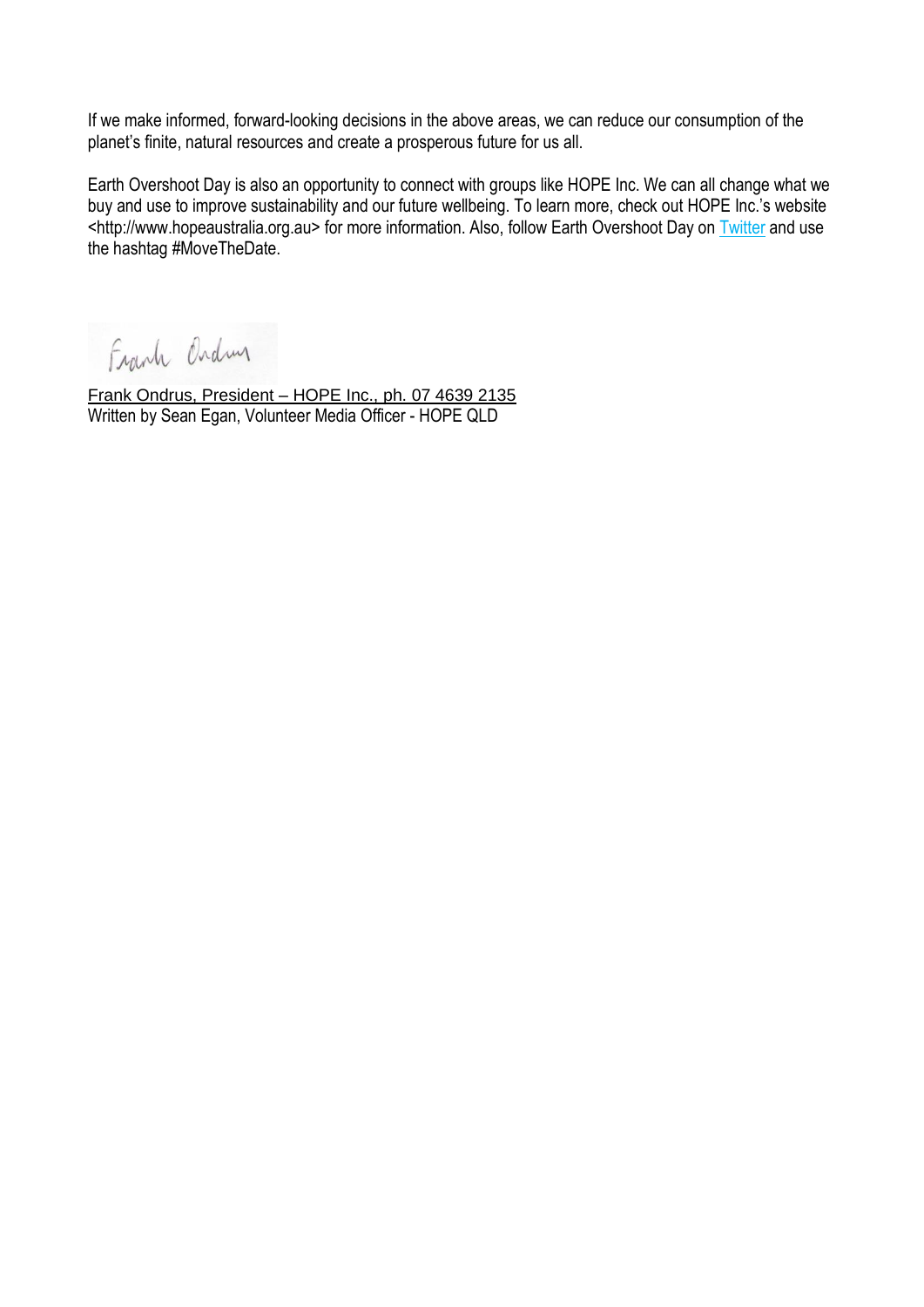If we make informed, forward-looking decisions in the above areas, we can reduce our consumption of the planet's finite, natural resources and create a prosperous future for us all.

Earth Overshoot Day is also an opportunity to connect with groups like HOPE Inc. We can all change what we buy and use to improve sustainability and our future wellbeing. To learn more, check out HOPE Inc.'s website <http://www.hopeaustralia.org.au> for more information. Also, follow Earth Overshoot Day on Twitter and use the hashtag #MoveTheDate.

Frank Ondrus, President – HOPE Inc., ph. 07 4639 2135
Written by Sean Egan, Volunteer Media Officer - HOPE QLD